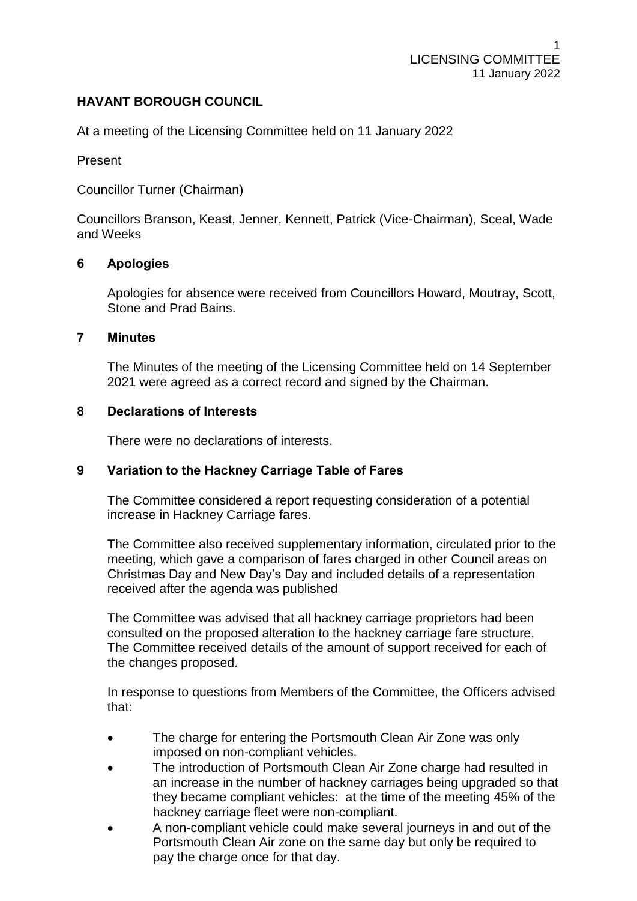## HAVANT BOROUGH COUNCIL

At a meeting of the Licensing Committee held on 11 January 2022

Present

Councillor Turner (Chairman)

Councillors Branson, Keast, Jenner, Kennett, Patrick (Vice-Chairman), Sceal, Wade and Weeks

### 6 Apologies

Apologies for absence were received from Councillors Howard, Moutray, Scott, Stone and Prad Bains.

### 7 Minutes

The Minutes of the meeting of the Licensing Committee held on 14 September 2021 were agreed as a correct record and signed by the Chairman.

### 8 Declarations of Interests

There were no declarations of interests.

### 9 Variation to the Hackney Carriage Table of Fares

The Committee considered a report requesting consideration of a potential increase in Hackney Carriage fares.

The Committee also received supplementary information, circulated prior to the meeting, which gave a comparison of fares charged in other Council areas on Christmas Day and New Day's Day and included details of a representation received after the agenda was published

The Committee was advised that all hackney carriage proprietors had been consulted on the proposed alteration to the hackney carriage fare structure. The Committee received details of the amount of support received for each of the changes proposed.

In response to questions from Members of the Committee, the Officers advised that:

- The charge for entering the Portsmouth Clean Air Zone was only imposed on non-compliant vehicles.
- The introduction of Portsmouth Clean Air Zone charge had resulted in an increase in the number of hackney carriages being upgraded so that they became compliant vehicles: at the time of the meeting 45% of the hackney carriage fleet were non-compliant.
- A non-compliant vehicle could make several journeys in and out of the Portsmouth Clean Air zone on the same day but only be required to pay the charge once for that day.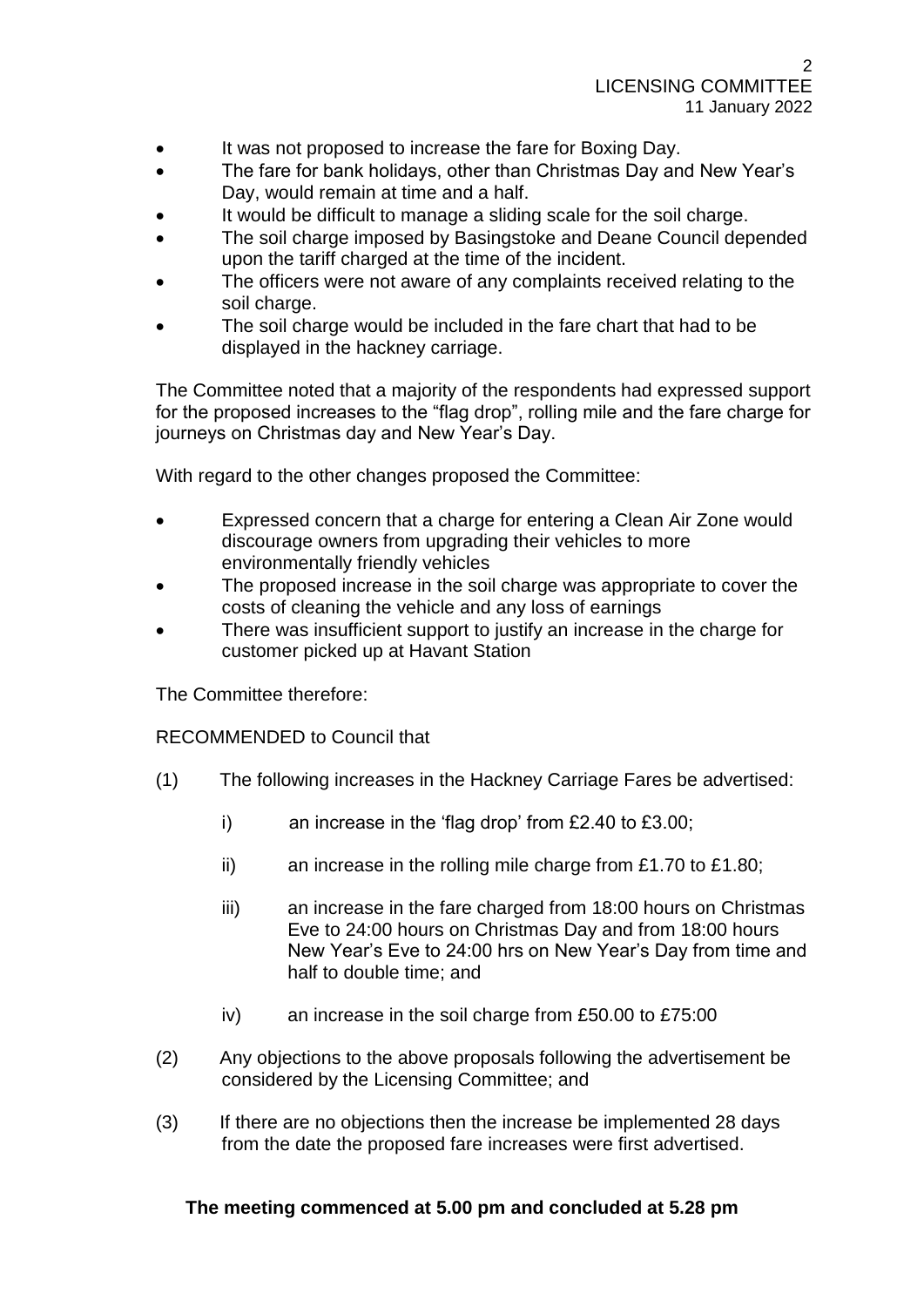- It was not proposed to increase the fare for Boxing Day.
- The fare for bank holidays, other than Christmas Day and New Year's Day, would remain at time and a half.
- It would be difficult to manage a sliding scale for the soil charge.
- The soil charge imposed by Basingstoke and Deane Council depended upon the tariff charged at the time of the incident.
- The officers were not aware of any complaints received relating to the soil charge.
- The soil charge would be included in the fare chart that had to be displayed in the hackney carriage.

The Committee noted that a majority of the respondents had expressed support for the proposed increases to the "flag drop", rolling mile and the fare charge for journeys on Christmas day and New Year's Day.

With regard to the other changes proposed the Committee:

- Expressed concern that a charge for entering a Clean Air Zone would discourage owners from upgrading their vehicles to more environmentally friendly vehicles
- The proposed increase in the soil charge was appropriate to cover the costs of cleaning the vehicle and any loss of earnings
- There was insufficient support to justify an increase in the charge for customer picked up at Havant Station

The Committee therefore:

RECOMMENDED to Council that

(1) The following increases in the Hackney Carriage Fares be advertised:

  i) an increase in the 'flag drop' from £2.40 to £3.00;

  ii) an increase in the rolling mile charge from £1.70 to £1.80;

  iii) an increase in the fare charged from 18:00 hours on Christmas Eve to 24:00 hours on Christmas Day and from 18:00 hours New Year's Eve to 24:00 hrs on New Year's Day from time and half to double time; and

  iv) an increase in the soil charge from £50.00 to £75:00

(2) Any objections to the above proposals following the advertisement be considered by the Licensing Committee; and

(3) If there are no objections then the increase be implemented 28 days from the date the proposed fare increases were first advertised.

**The meeting commenced at 5.00 pm and concluded at 5.28 pm**